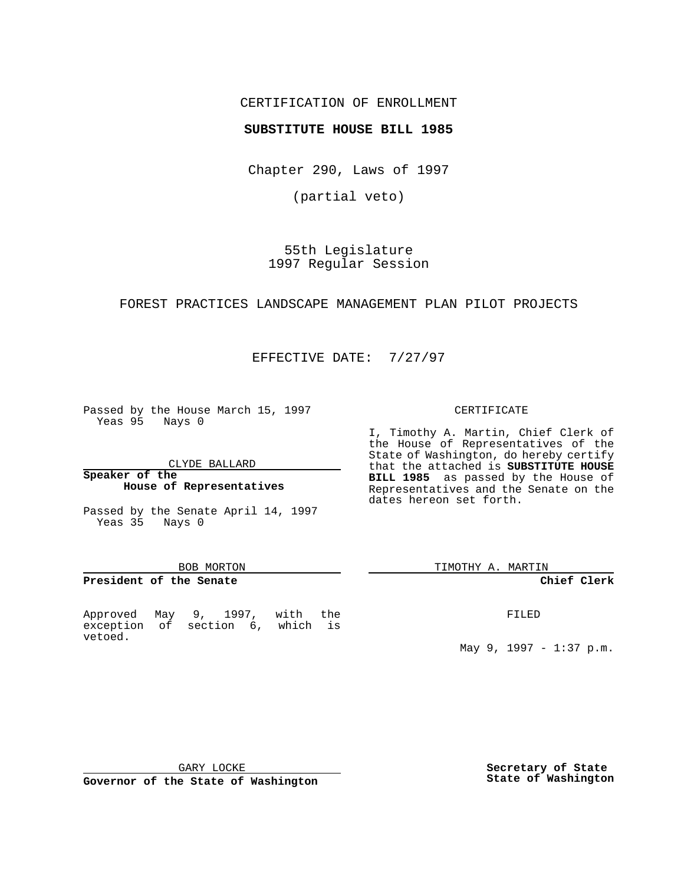CERTIFICATION OF ENROLLMENT

**SUBSTITUTE HOUSE BILL 1985**

Chapter 290, Laws of 1997

(partial veto)

55th Legislature
1997 Regular Session

FOREST PRACTICES LANDSCAPE MANAGEMENT PLAN PILOT PROJECTS

EFFECTIVE DATE: 7/27/97

Passed by the House March 15, 1997
Yeas 95 Nays 0

CLYDE BALLARD

**Speaker of the House of Representatives**

Passed by the Senate April 14, 1997
Yeas 35 Nays 0

BOB MORTON

**President of the Senate**

Approved May 9, 1997, with the exception of section 6, which is vetoed.

GARY LOCKE

**Governor of the State of Washington**

CERTIFICATE

I, Timothy A. Martin, Chief Clerk of the House of Representatives of the State of Washington, do hereby certify that the attached is **SUBSTITUTE HOUSE BILL 1985** as passed by the House of Representatives and the Senate on the dates hereon set forth.

TIMOTHY A. MARTIN

**Chief Clerk**

FILED

May 9, 1997 - 1:37 p.m.

**Secretary of State**
**State of Washington**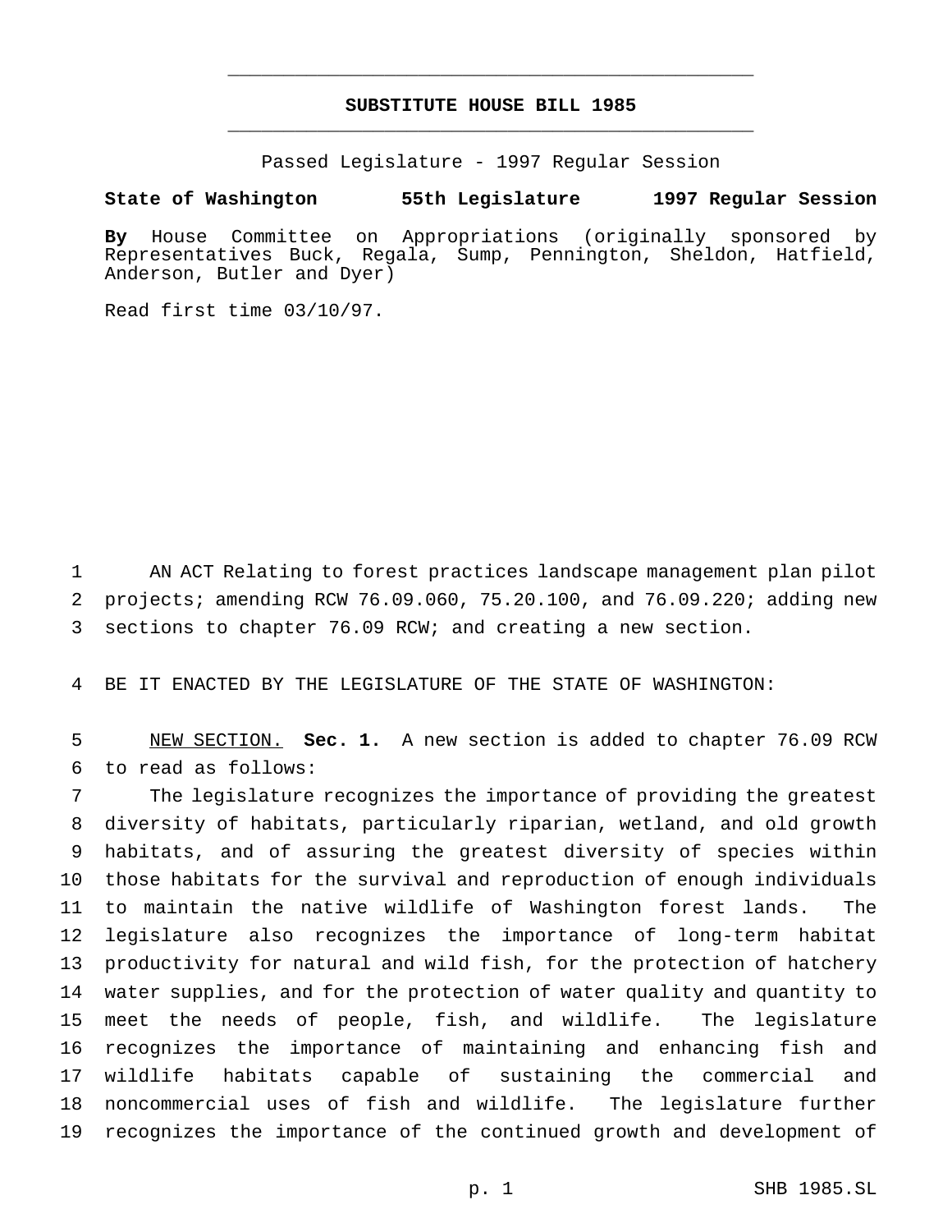# SUBSTITUTE HOUSE BILL 1985

Passed Legislature - 1997 Regular Session

**State of Washington 55th Legislature 1997 Regular Session**

**By** House Committee on Appropriations (originally sponsored by Representatives Buck, Regala, Sump, Pennington, Sheldon, Hatfield, Anderson, Butler and Dyer)

Read first time 03/10/97.

1 AN ACT Relating to forest practices landscape management plan pilot
2 projects; amending RCW 76.09.060, 75.20.100, and 76.09.220; adding new
3 sections to chapter 76.09 RCW; and creating a new section.

4 BE IT ENACTED BY THE LEGISLATURE OF THE STATE OF WASHINGTON:

5 NEW SECTION. **Sec. 1.** A new section is added to chapter 76.09 RCW
6 to read as follows:
7 The legislature recognizes the importance of providing the greatest
8 diversity of habitats, particularly riparian, wetland, and old growth
9 habitats, and of assuring the greatest diversity of species within
10 those habitats for the survival and reproduction of enough individuals
11 to maintain the native wildlife of Washington forest lands. The
12 legislature also recognizes the importance of long-term habitat
13 productivity for natural and wild fish, for the protection of hatchery
14 water supplies, and for the protection of water quality and quantity to
15 meet the needs of people, fish, and wildlife. The legislature
16 recognizes the importance of maintaining and enhancing fish and
17 wildlife habitats capable of sustaining the commercial and
18 noncommercial uses of fish and wildlife. The legislature further
19 recognizes the importance of the continued growth and development of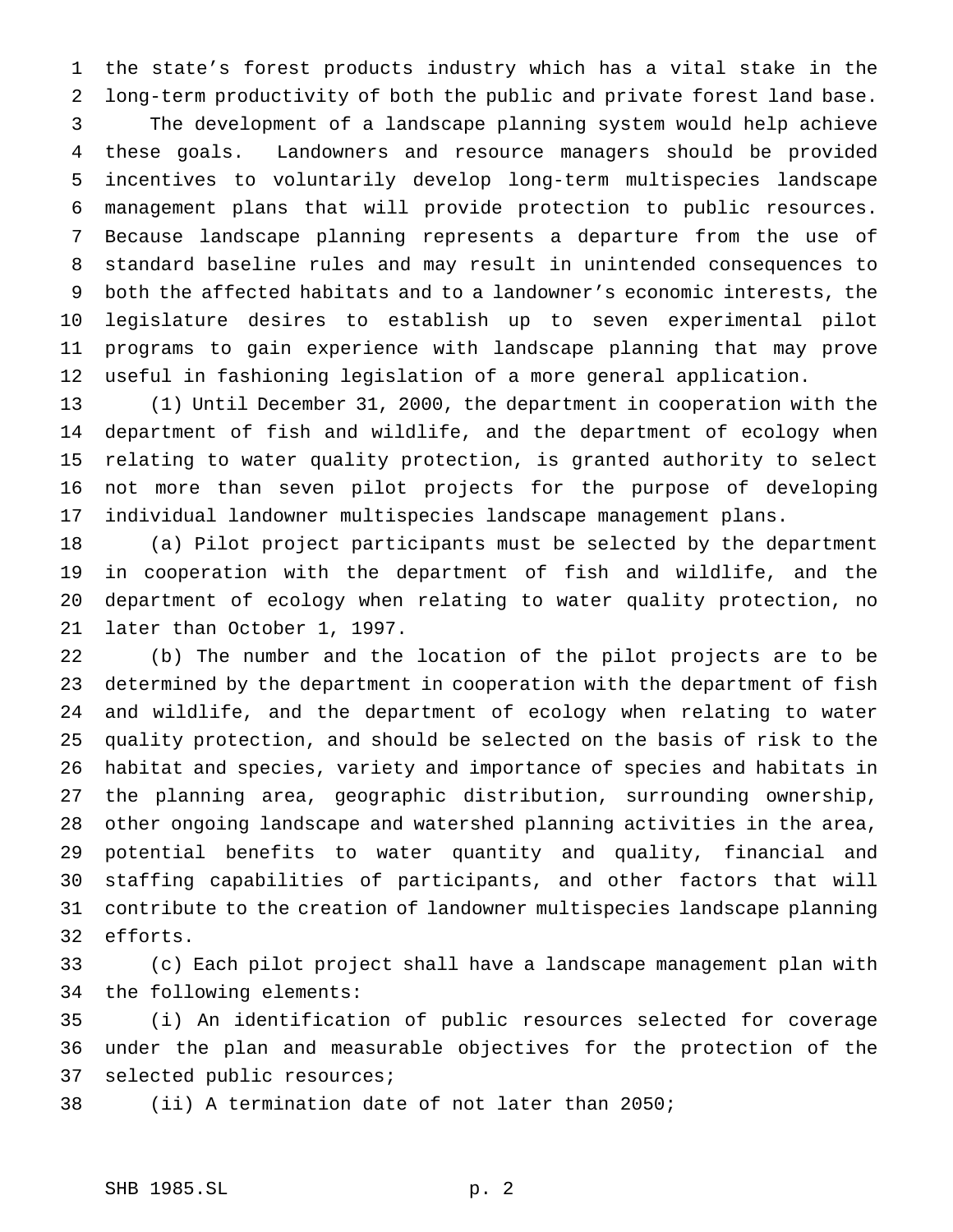the state's forest products industry which has a vital stake in the long-term productivity of both the public and private forest land base.

The development of a landscape planning system would help achieve these goals. Landowners and resource managers should be provided incentives to voluntarily develop long-term multispecies landscape management plans that will provide protection to public resources. Because landscape planning represents a departure from the use of standard baseline rules and may result in unintended consequences to both the affected habitats and to a landowner's economic interests, the legislature desires to establish up to seven experimental pilot programs to gain experience with landscape planning that may prove useful in fashioning legislation of a more general application.

(1) Until December 31, 2000, the department in cooperation with the department of fish and wildlife, and the department of ecology when relating to water quality protection, is granted authority to select not more than seven pilot projects for the purpose of developing individual landowner multispecies landscape management plans.

(a) Pilot project participants must be selected by the department in cooperation with the department of fish and wildlife, and the department of ecology when relating to water quality protection, no later than October 1, 1997.

(b) The number and the location of the pilot projects are to be determined by the department in cooperation with the department of fish and wildlife, and the department of ecology when relating to water quality protection, and should be selected on the basis of risk to the habitat and species, variety and importance of species and habitats in the planning area, geographic distribution, surrounding ownership, other ongoing landscape and watershed planning activities in the area, potential benefits to water quantity and quality, financial and staffing capabilities of participants, and other factors that will contribute to the creation of landowner multispecies landscape planning efforts.

(c) Each pilot project shall have a landscape management plan with the following elements:

(i) An identification of public resources selected for coverage under the plan and measurable objectives for the protection of the selected public resources;

(ii) A termination date of not later than 2050;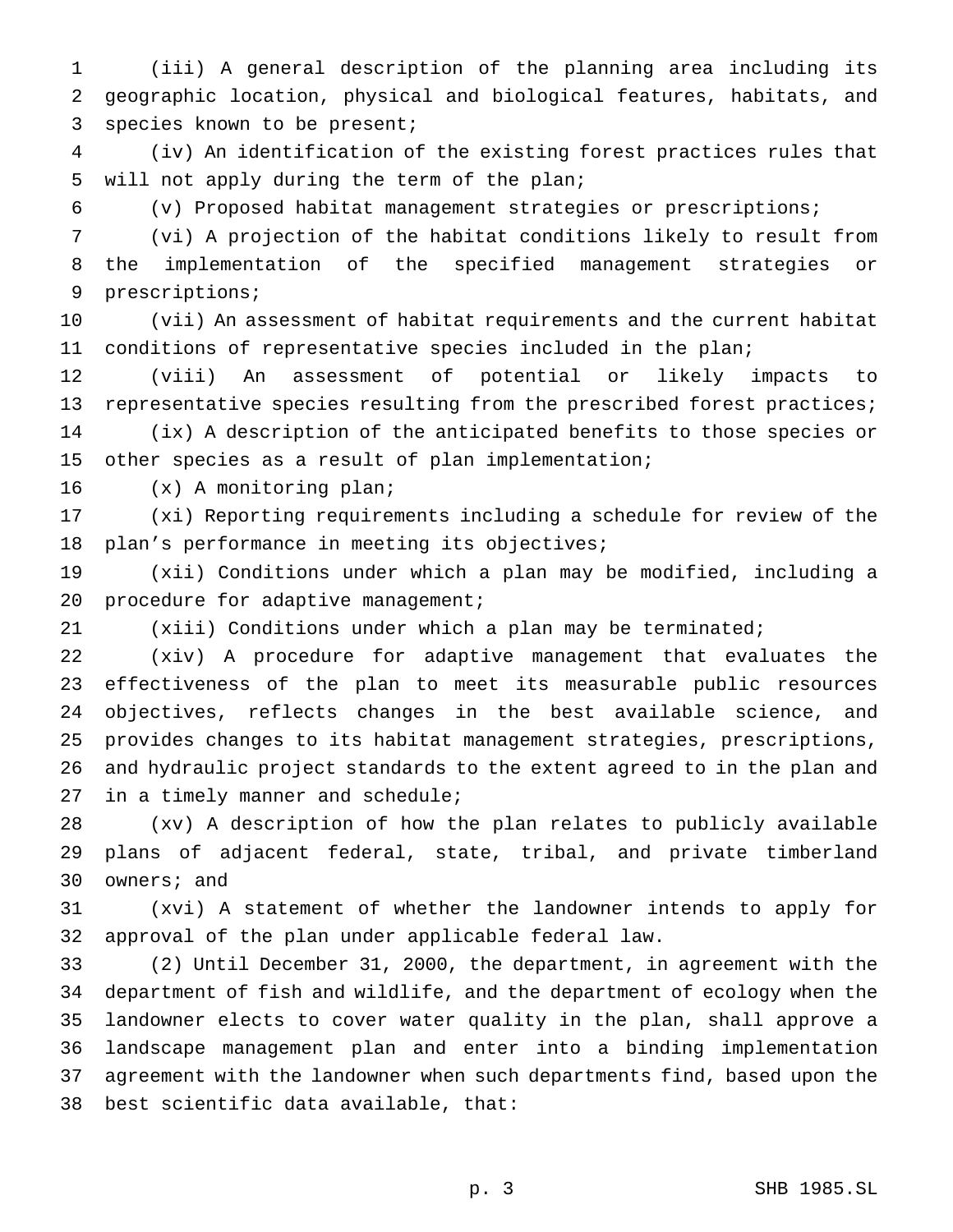(iii) A general description of the planning area including its geographic location, physical and biological features, habitats, and species known to be present;

(iv) An identification of the existing forest practices rules that will not apply during the term of the plan;

(v) Proposed habitat management strategies or prescriptions;

(vi) A projection of the habitat conditions likely to result from the implementation of the specified management strategies or prescriptions;

(vii) An assessment of habitat requirements and the current habitat conditions of representative species included in the plan;

(viii) An assessment of potential or likely impacts to representative species resulting from the prescribed forest practices;

(ix) A description of the anticipated benefits to those species or other species as a result of plan implementation;

(x) A monitoring plan;

(xi) Reporting requirements including a schedule for review of the plan's performance in meeting its objectives;

(xii) Conditions under which a plan may be modified, including a procedure for adaptive management;

(xiii) Conditions under which a plan may be terminated;

(xiv) A procedure for adaptive management that evaluates the effectiveness of the plan to meet its measurable public resources objectives, reflects changes in the best available science, and provides changes to its habitat management strategies, prescriptions, and hydraulic project standards to the extent agreed to in the plan and in a timely manner and schedule;

(xv) A description of how the plan relates to publicly available plans of adjacent federal, state, tribal, and private timberland owners; and

(xvi) A statement of whether the landowner intends to apply for approval of the plan under applicable federal law.

(2) Until December 31, 2000, the department, in agreement with the department of fish and wildlife, and the department of ecology when the landowner elects to cover water quality in the plan, shall approve a landscape management plan and enter into a binding implementation agreement with the landowner when such departments find, based upon the best scientific data available, that: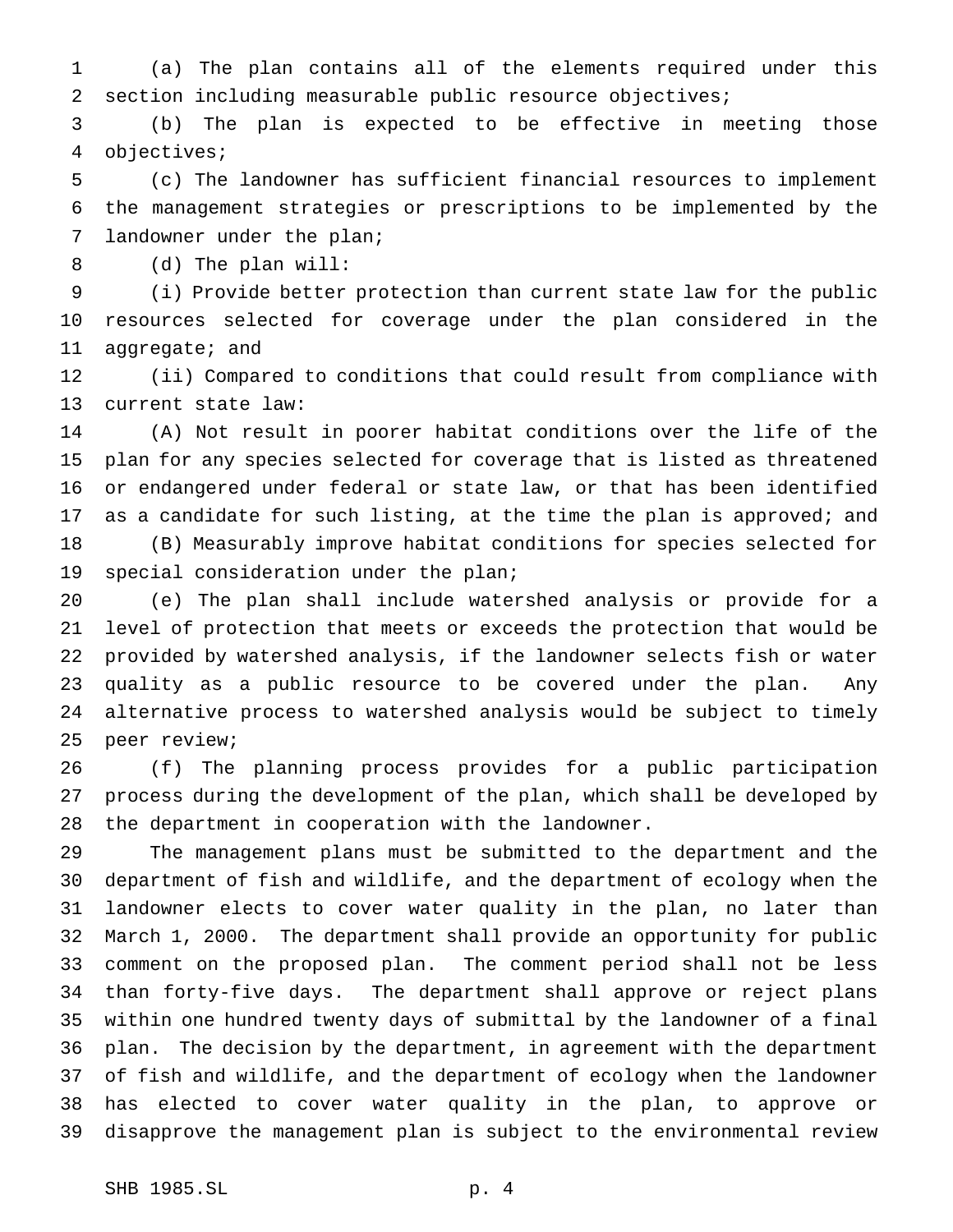(a) The plan contains all of the elements required under this section including measurable public resource objectives;

(b) The plan is expected to be effective in meeting those objectives;

(c) The landowner has sufficient financial resources to implement the management strategies or prescriptions to be implemented by the landowner under the plan;

(d) The plan will:

(i) Provide better protection than current state law for the public resources selected for coverage under the plan considered in the aggregate; and

(ii) Compared to conditions that could result from compliance with current state law:

(A) Not result in poorer habitat conditions over the life of the plan for any species selected for coverage that is listed as threatened or endangered under federal or state law, or that has been identified as a candidate for such listing, at the time the plan is approved; and

(B) Measurably improve habitat conditions for species selected for special consideration under the plan;

(e) The plan shall include watershed analysis or provide for a level of protection that meets or exceeds the protection that would be provided by watershed analysis, if the landowner selects fish or water quality as a public resource to be covered under the plan. Any alternative process to watershed analysis would be subject to timely peer review;

(f) The planning process provides for a public participation process during the development of the plan, which shall be developed by the department in cooperation with the landowner.

The management plans must be submitted to the department and the department of fish and wildlife, and the department of ecology when the landowner elects to cover water quality in the plan, no later than March 1, 2000. The department shall provide an opportunity for public comment on the proposed plan. The comment period shall not be less than forty-five days. The department shall approve or reject plans within one hundred twenty days of submittal by the landowner of a final plan. The decision by the department, in agreement with the department of fish and wildlife, and the department of ecology when the landowner has elected to cover water quality in the plan, to approve or disapprove the management plan is subject to the environmental review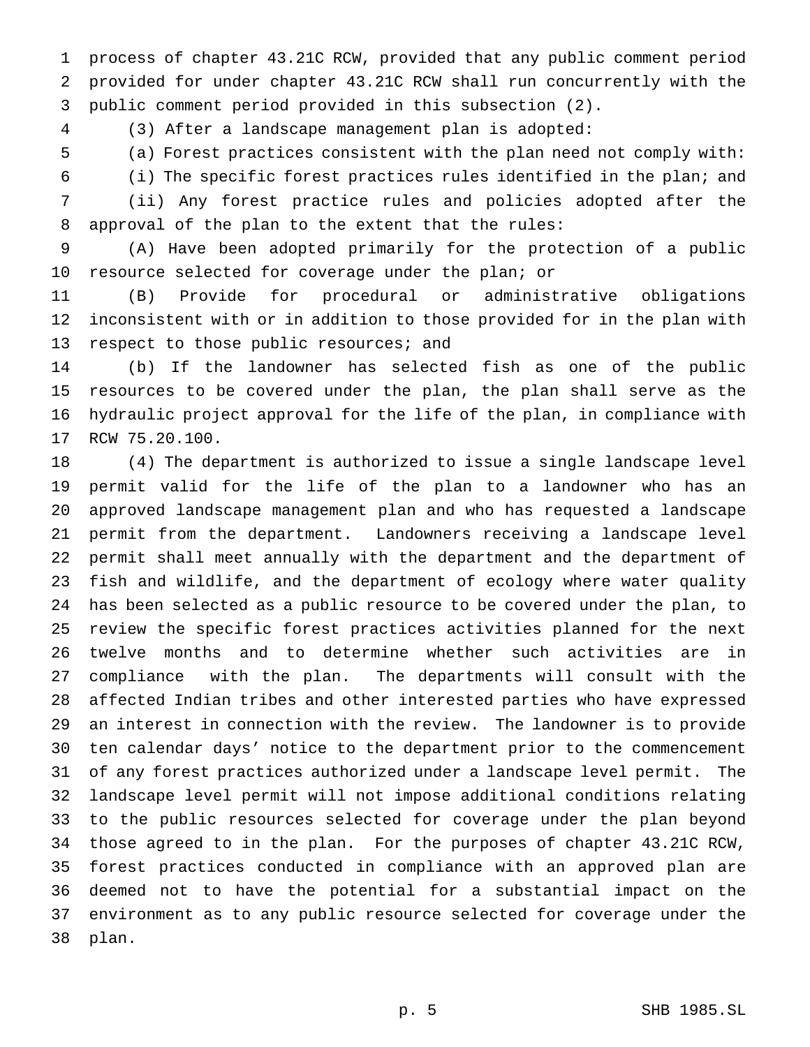process of chapter 43.21C RCW, provided that any public comment period provided for under chapter 43.21C RCW shall run concurrently with the public comment period provided in this subsection (2).

(3) After a landscape management plan is adopted:

(a) Forest practices consistent with the plan need not comply with:

(i) The specific forest practices rules identified in the plan; and

(ii) Any forest practice rules and policies adopted after the approval of the plan to the extent that the rules:

(A) Have been adopted primarily for the protection of a public resource selected for coverage under the plan; or

(B) Provide for procedural or administrative obligations inconsistent with or in addition to those provided for in the plan with respect to those public resources; and

(b) If the landowner has selected fish as one of the public resources to be covered under the plan, the plan shall serve as the hydraulic project approval for the life of the plan, in compliance with RCW 75.20.100.

(4) The department is authorized to issue a single landscape level permit valid for the life of the plan to a landowner who has an approved landscape management plan and who has requested a landscape permit from the department. Landowners receiving a landscape level permit shall meet annually with the department and the department of fish and wildlife, and the department of ecology where water quality has been selected as a public resource to be covered under the plan, to review the specific forest practices activities planned for the next twelve months and to determine whether such activities are in compliance with the plan. The departments will consult with the affected Indian tribes and other interested parties who have expressed an interest in connection with the review. The landowner is to provide ten calendar days' notice to the department prior to the commencement of any forest practices authorized under a landscape level permit. The landscape level permit will not impose additional conditions relating to the public resources selected for coverage under the plan beyond those agreed to in the plan. For the purposes of chapter 43.21C RCW, forest practices conducted in compliance with an approved plan are deemed not to have the potential for a substantial impact on the environment as to any public resource selected for coverage under the plan.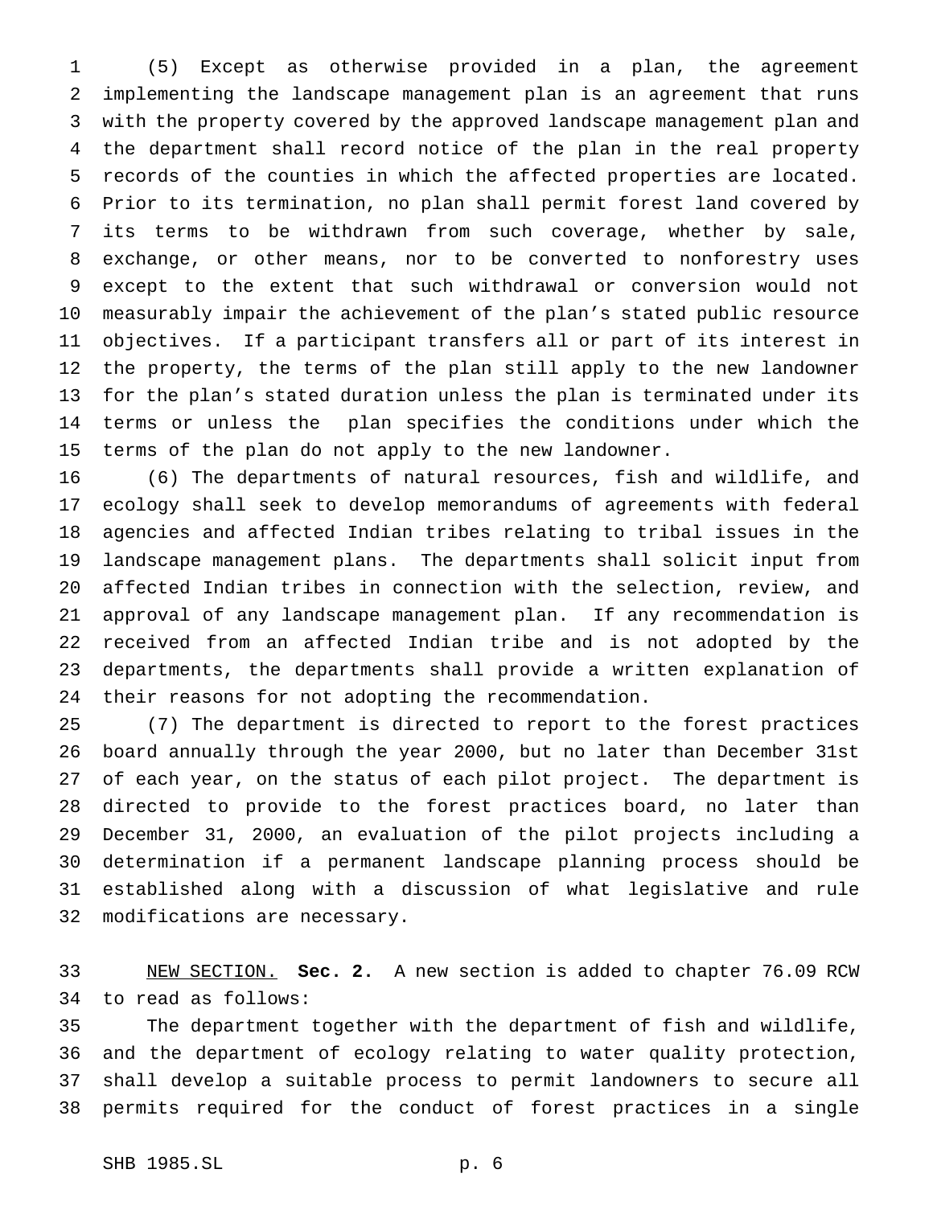(5) Except as otherwise provided in a plan, the agreement implementing the landscape management plan is an agreement that runs with the property covered by the approved landscape management plan and the department shall record notice of the plan in the real property records of the counties in which the affected properties are located. Prior to its termination, no plan shall permit forest land covered by its terms to be withdrawn from such coverage, whether by sale, exchange, or other means, nor to be converted to nonforestry uses except to the extent that such withdrawal or conversion would not measurably impair the achievement of the plan's stated public resource objectives. If a participant transfers all or part of its interest in the property, the terms of the plan still apply to the new landowner for the plan's stated duration unless the plan is terminated under its terms or unless the plan specifies the conditions under which the terms of the plan do not apply to the new landowner.

(6) The departments of natural resources, fish and wildlife, and ecology shall seek to develop memorandums of agreements with federal agencies and affected Indian tribes relating to tribal issues in the landscape management plans. The departments shall solicit input from affected Indian tribes in connection with the selection, review, and approval of any landscape management plan. If any recommendation is received from an affected Indian tribe and is not adopted by the departments, the departments shall provide a written explanation of their reasons for not adopting the recommendation.

(7) The department is directed to report to the forest practices board annually through the year 2000, but no later than December 31st of each year, on the status of each pilot project. The department is directed to provide to the forest practices board, no later than December 31, 2000, an evaluation of the pilot projects including a determination if a permanent landscape planning process should be established along with a discussion of what legislative and rule modifications are necessary.

NEW SECTION. **Sec. 2.** A new section is added to chapter 76.09 RCW to read as follows:

The department together with the department of fish and wildlife, and the department of ecology relating to water quality protection, shall develop a suitable process to permit landowners to secure all permits required for the conduct of forest practices in a single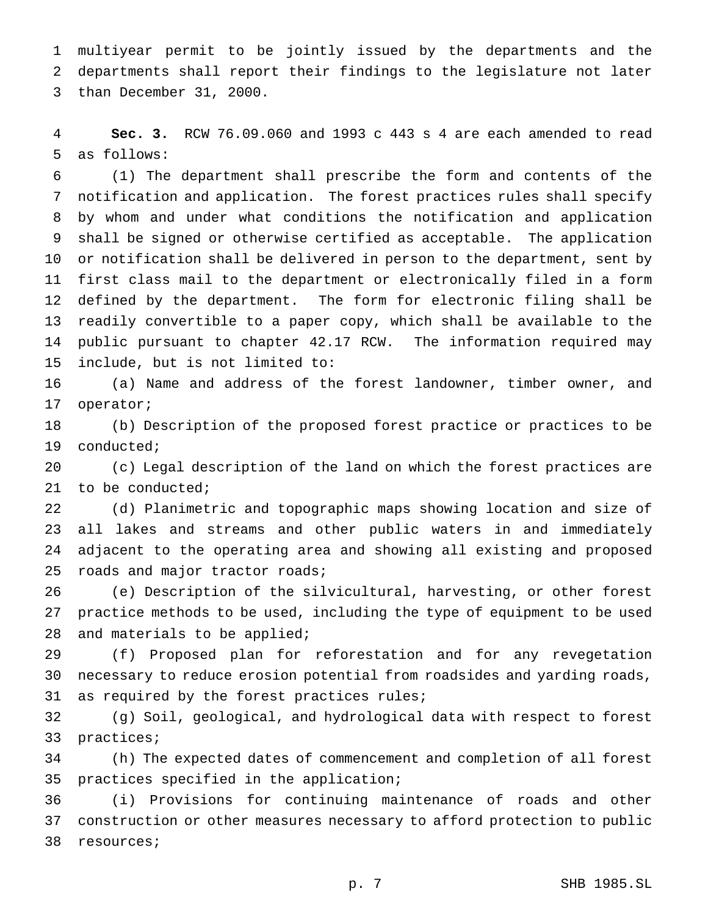multiyear permit to be jointly issued by the departments and the departments shall report their findings to the legislature not later than December 31, 2000.

**Sec. 3.** RCW 76.09.060 and 1993 c 443 s 4 are each amended to read as follows:

(1) The department shall prescribe the form and contents of the notification and application. The forest practices rules shall specify by whom and under what conditions the notification and application shall be signed or otherwise certified as acceptable. The application or notification shall be delivered in person to the department, sent by first class mail to the department or electronically filed in a form defined by the department. The form for electronic filing shall be readily convertible to a paper copy, which shall be available to the public pursuant to chapter 42.17 RCW. The information required may include, but is not limited to:

(a) Name and address of the forest landowner, timber owner, and operator;

(b) Description of the proposed forest practice or practices to be conducted;

(c) Legal description of the land on which the forest practices are to be conducted;

(d) Planimetric and topographic maps showing location and size of all lakes and streams and other public waters in and immediately adjacent to the operating area and showing all existing and proposed roads and major tractor roads;

(e) Description of the silvicultural, harvesting, or other forest practice methods to be used, including the type of equipment to be used and materials to be applied;

(f) Proposed plan for reforestation and for any revegetation necessary to reduce erosion potential from roadsides and yarding roads, as required by the forest practices rules;

(g) Soil, geological, and hydrological data with respect to forest practices;

(h) The expected dates of commencement and completion of all forest practices specified in the application;

(i) Provisions for continuing maintenance of roads and other construction or other measures necessary to afford protection to public resources;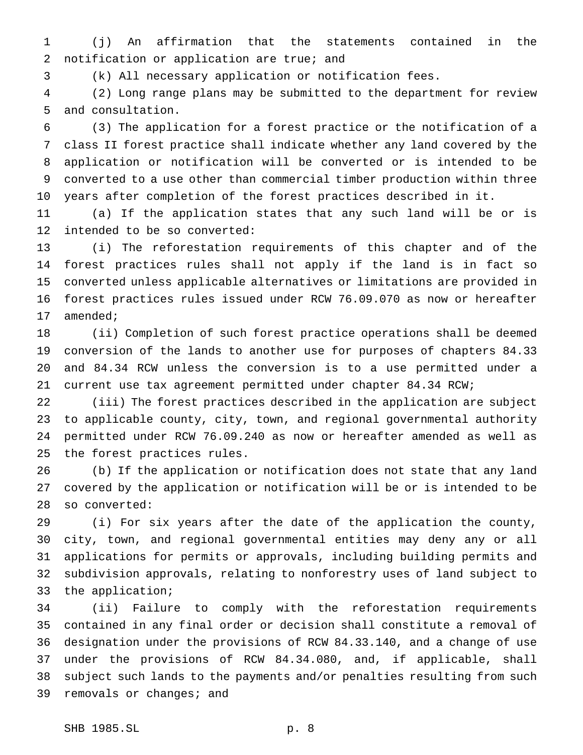(j) An affirmation that the statements contained in the notification or application are true; and

(k) All necessary application or notification fees.

(2) Long range plans may be submitted to the department for review and consultation.

(3) The application for a forest practice or the notification of a class II forest practice shall indicate whether any land covered by the application or notification will be converted or is intended to be converted to a use other than commercial timber production within three years after completion of the forest practices described in it.

(a) If the application states that any such land will be or is intended to be so converted:

(i) The reforestation requirements of this chapter and of the forest practices rules shall not apply if the land is in fact so converted unless applicable alternatives or limitations are provided in forest practices rules issued under RCW 76.09.070 as now or hereafter amended;

(ii) Completion of such forest practice operations shall be deemed conversion of the lands to another use for purposes of chapters 84.33 and 84.34 RCW unless the conversion is to a use permitted under a current use tax agreement permitted under chapter 84.34 RCW;

(iii) The forest practices described in the application are subject to applicable county, city, town, and regional governmental authority permitted under RCW 76.09.240 as now or hereafter amended as well as the forest practices rules.

(b) If the application or notification does not state that any land covered by the application or notification will be or is intended to be so converted:

(i) For six years after the date of the application the county, city, town, and regional governmental entities may deny any or all applications for permits or approvals, including building permits and subdivision approvals, relating to nonforestry uses of land subject to the application;

(ii) Failure to comply with the reforestation requirements contained in any final order or decision shall constitute a removal of designation under the provisions of RCW 84.33.140, and a change of use under the provisions of RCW 84.34.080, and, if applicable, shall subject such lands to the payments and/or penalties resulting from such removals or changes; and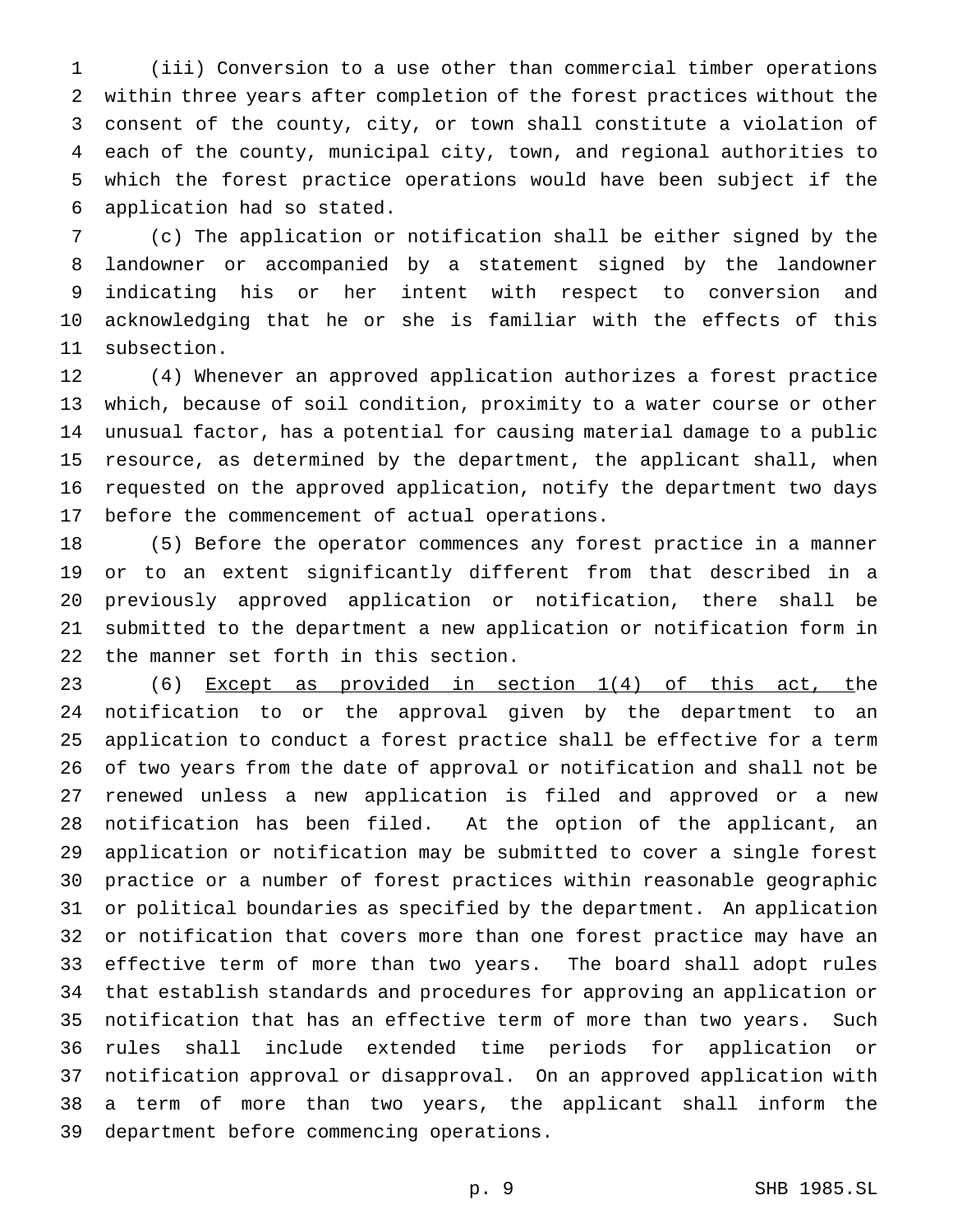(iii) Conversion to a use other than commercial timber operations within three years after completion of the forest practices without the consent of the county, city, or town shall constitute a violation of each of the county, municipal city, town, and regional authorities to which the forest practice operations would have been subject if the application had so stated.

(c) The application or notification shall be either signed by the landowner or accompanied by a statement signed by the landowner indicating his or her intent with respect to conversion and acknowledging that he or she is familiar with the effects of this subsection.

(4) Whenever an approved application authorizes a forest practice which, because of soil condition, proximity to a water course or other unusual factor, has a potential for causing material damage to a public resource, as determined by the department, the applicant shall, when requested on the approved application, notify the department two days before the commencement of actual operations.

(5) Before the operator commences any forest practice in a manner or to an extent significantly different from that described in a previously approved application or notification, there shall be submitted to the department a new application or notification form in the manner set forth in this section.

(6) <u>Except as provided in section 1(4) of this act, t</u>he notification to or the approval given by the department to an application to conduct a forest practice shall be effective for a term of two years from the date of approval or notification and shall not be renewed unless a new application is filed and approved or a new notification has been filed. At the option of the applicant, an application or notification may be submitted to cover a single forest practice or a number of forest practices within reasonable geographic or political boundaries as specified by the department. An application or notification that covers more than one forest practice may have an effective term of more than two years. The board shall adopt rules that establish standards and procedures for approving an application or notification that has an effective term of more than two years. Such rules shall include extended time periods for application or notification approval or disapproval. On an approved application with a term of more than two years, the applicant shall inform the department before commencing operations.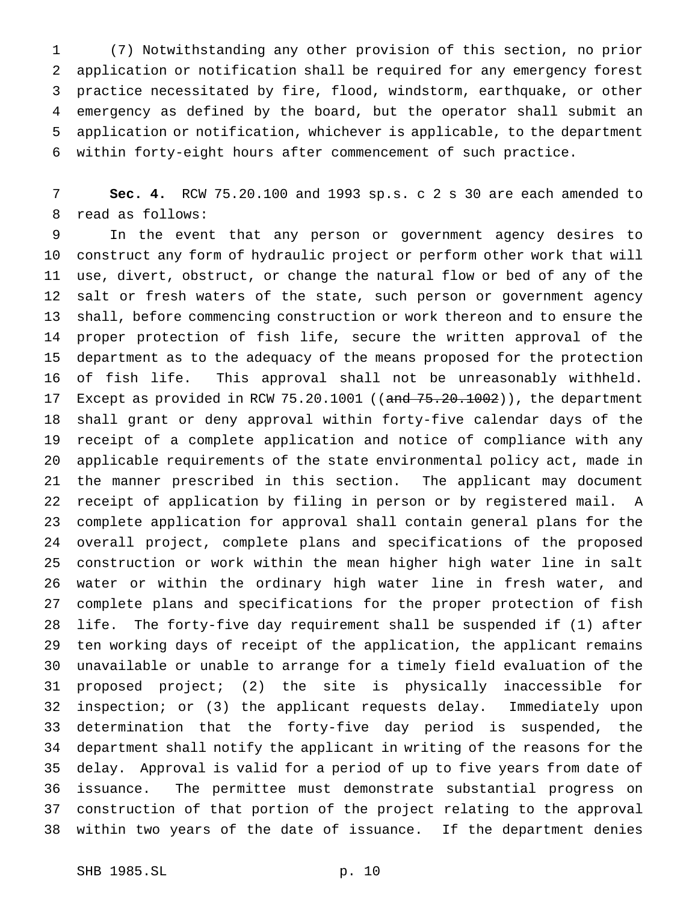(7) Notwithstanding any other provision of this section, no prior application or notification shall be required for any emergency forest practice necessitated by fire, flood, windstorm, earthquake, or other emergency as defined by the board, but the operator shall submit an application or notification, whichever is applicable, to the department within forty-eight hours after commencement of such practice.

**Sec. 4.** RCW 75.20.100 and 1993 sp.s. c 2 s 30 are each amended to read as follows:

In the event that any person or government agency desires to construct any form of hydraulic project or perform other work that will use, divert, obstruct, or change the natural flow or bed of any of the salt or fresh waters of the state, such person or government agency shall, before commencing construction or work thereon and to ensure the proper protection of fish life, secure the written approval of the department as to the adequacy of the means proposed for the protection of fish life. This approval shall not be unreasonably withheld. Except as provided in RCW 75.20.1001 ((~~and 75.20.1002~~)), the department shall grant or deny approval within forty-five calendar days of the receipt of a complete application and notice of compliance with any applicable requirements of the state environmental policy act, made in the manner prescribed in this section. The applicant may document receipt of application by filing in person or by registered mail. A complete application for approval shall contain general plans for the overall project, complete plans and specifications of the proposed construction or work within the mean higher high water line in salt water or within the ordinary high water line in fresh water, and complete plans and specifications for the proper protection of fish life. The forty-five day requirement shall be suspended if (1) after ten working days of receipt of the application, the applicant remains unavailable or unable to arrange for a timely field evaluation of the proposed project; (2) the site is physically inaccessible for inspection; or (3) the applicant requests delay. Immediately upon determination that the forty-five day period is suspended, the department shall notify the applicant in writing of the reasons for the delay. Approval is valid for a period of up to five years from date of issuance. The permittee must demonstrate substantial progress on construction of that portion of the project relating to the approval within two years of the date of issuance. If the department denies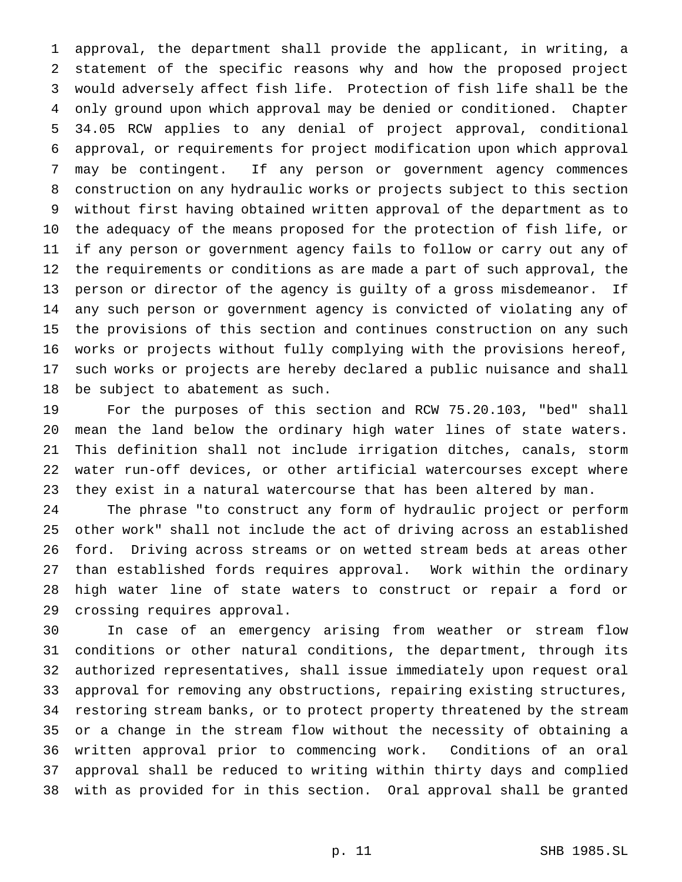approval, the department shall provide the applicant, in writing, a statement of the specific reasons why and how the proposed project would adversely affect fish life. Protection of fish life shall be the only ground upon which approval may be denied or conditioned. Chapter 34.05 RCW applies to any denial of project approval, conditional approval, or requirements for project modification upon which approval may be contingent. If any person or government agency commences construction on any hydraulic works or projects subject to this section without first having obtained written approval of the department as to the adequacy of the means proposed for the protection of fish life, or if any person or government agency fails to follow or carry out any of the requirements or conditions as are made a part of such approval, the person or director of the agency is guilty of a gross misdemeanor. If any such person or government agency is convicted of violating any of the provisions of this section and continues construction on any such works or projects without fully complying with the provisions hereof, such works or projects are hereby declared a public nuisance and shall be subject to abatement as such.

For the purposes of this section and RCW 75.20.103, "bed" shall mean the land below the ordinary high water lines of state waters. This definition shall not include irrigation ditches, canals, storm water run-off devices, or other artificial watercourses except where they exist in a natural watercourse that has been altered by man.

The phrase "to construct any form of hydraulic project or perform other work" shall not include the act of driving across an established ford. Driving across streams or on wetted stream beds at areas other than established fords requires approval. Work within the ordinary high water line of state waters to construct or repair a ford or crossing requires approval.

In case of an emergency arising from weather or stream flow conditions or other natural conditions, the department, through its authorized representatives, shall issue immediately upon request oral approval for removing any obstructions, repairing existing structures, restoring stream banks, or to protect property threatened by the stream or a change in the stream flow without the necessity of obtaining a written approval prior to commencing work. Conditions of an oral approval shall be reduced to writing within thirty days and complied with as provided for in this section. Oral approval shall be granted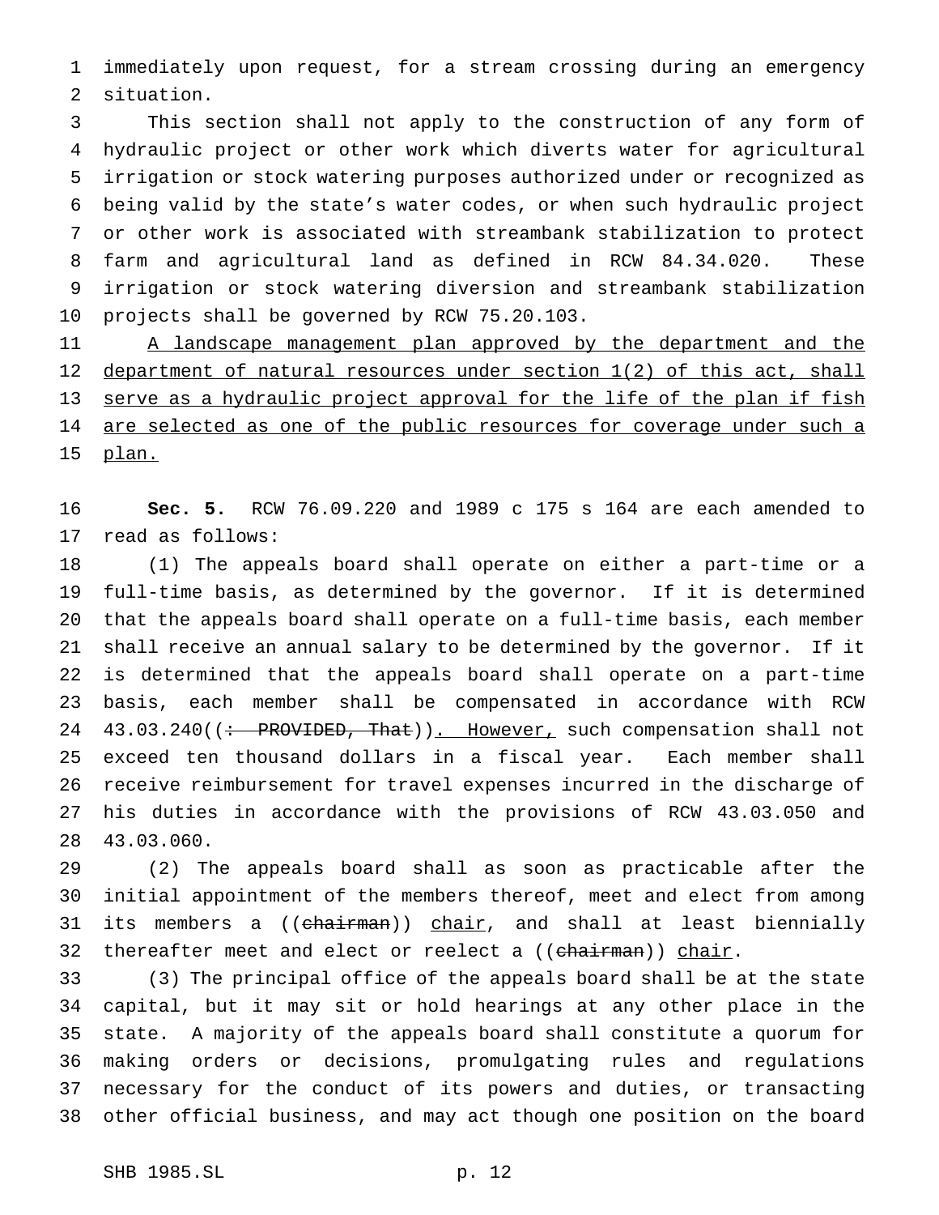immediately upon request, for a stream crossing during an emergency situation.

This section shall not apply to the construction of any form of hydraulic project or other work which diverts water for agricultural irrigation or stock watering purposes authorized under or recognized as being valid by the state's water codes, or when such hydraulic project or other work is associated with streambank stabilization to protect farm and agricultural land as defined in RCW 84.34.020. These irrigation or stock watering diversion and streambank stabilization projects shall be governed by RCW 75.20.103.

A landscape management plan approved by the department and the department of natural resources under section 1(2) of this act, shall serve as a hydraulic project approval for the life of the plan if fish are selected as one of the public resources for coverage under such a plan.

**Sec. 5.** RCW 76.09.220 and 1989 c 175 s 164 are each amended to read as follows:

(1) The appeals board shall operate on either a part-time or a full-time basis, as determined by the governor. If it is determined that the appeals board shall operate on a full-time basis, each member shall receive an annual salary to be determined by the governor. If it is determined that the appeals board shall operate on a part-time basis, each member shall be compensated in accordance with RCW 43.03.240((: PROVIDED, That)). However, such compensation shall not exceed ten thousand dollars in a fiscal year. Each member shall receive reimbursement for travel expenses incurred in the discharge of his duties in accordance with the provisions of RCW 43.03.050 and 43.03.060.

(2) The appeals board shall as soon as practicable after the initial appointment of the members thereof, meet and elect from among its members a ((chairman)) chair, and shall at least biennially thereafter meet and elect or reelect a ((chairman)) chair.

(3) The principal office of the appeals board shall be at the state capital, but it may sit or hold hearings at any other place in the state. A majority of the appeals board shall constitute a quorum for making orders or decisions, promulgating rules and regulations necessary for the conduct of its powers and duties, or transacting other official business, and may act though one position on the board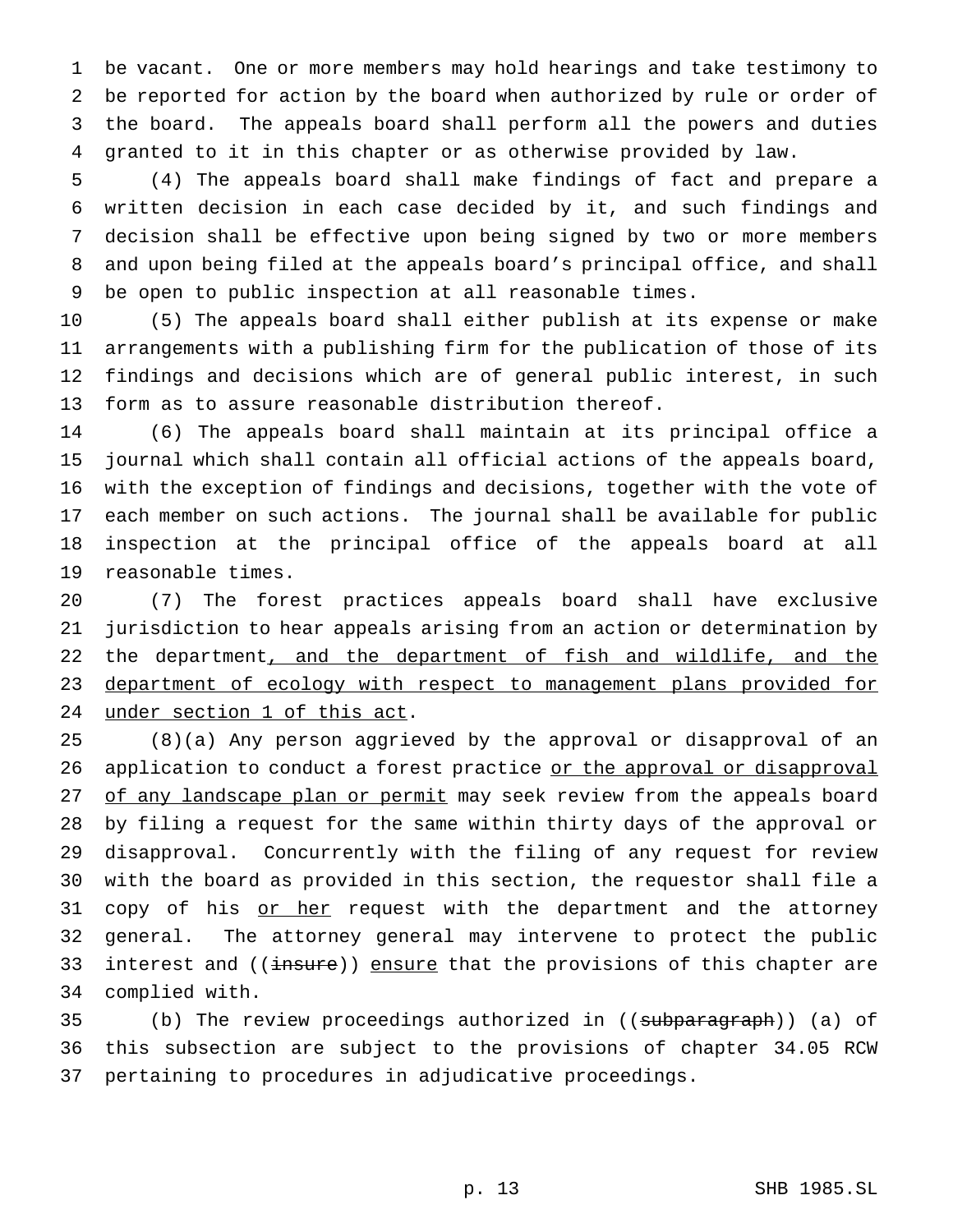be vacant. One or more members may hold hearings and take testimony to be reported for action by the board when authorized by rule or order of the board. The appeals board shall perform all the powers and duties granted to it in this chapter or as otherwise provided by law.

(4) The appeals board shall make findings of fact and prepare a written decision in each case decided by it, and such findings and decision shall be effective upon being signed by two or more members and upon being filed at the appeals board's principal office, and shall be open to public inspection at all reasonable times.

(5) The appeals board shall either publish at its expense or make arrangements with a publishing firm for the publication of those of its findings and decisions which are of general public interest, in such form as to assure reasonable distribution thereof.

(6) The appeals board shall maintain at its principal office a journal which shall contain all official actions of the appeals board, with the exception of findings and decisions, together with the vote of each member on such actions. The journal shall be available for public inspection at the principal office of the appeals board at all reasonable times.

(7) The forest practices appeals board shall have exclusive jurisdiction to hear appeals arising from an action or determination by the department, and the department of fish and wildlife, and the department of ecology with respect to management plans provided for under section 1 of this act.

(8)(a) Any person aggrieved by the approval or disapproval of an application to conduct a forest practice or the approval or disapproval of any landscape plan or permit may seek review from the appeals board by filing a request for the same within thirty days of the approval or disapproval. Concurrently with the filing of any request for review with the board as provided in this section, the requestor shall file a copy of his or her request with the department and the attorney general. The attorney general may intervene to protect the public interest and ((insure)) ensure that the provisions of this chapter are complied with.

(b) The review proceedings authorized in ((subparagraph)) (a) of this subsection are subject to the provisions of chapter 34.05 RCW pertaining to procedures in adjudicative proceedings.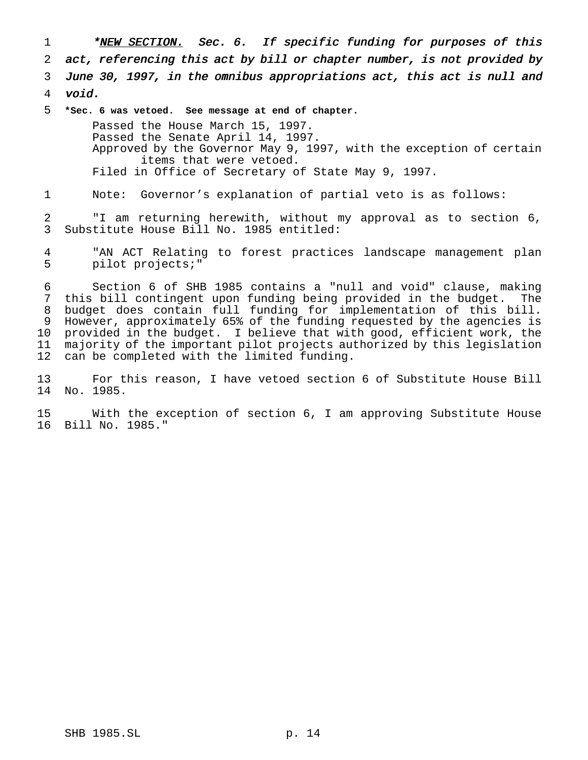*__NEW SECTION.__ *Sec. 6. If specific funding for purposes of this act, referencing this act by bill or chapter number, is not provided by June 30, 1997, in the omnibus appropriations act, this act is null and void.**

**\*Sec. 6 was vetoed. See message at end of chapter.**

Passed the House March 15, 1997.
Passed the Senate April 14, 1997.
Approved by the Governor May 9, 1997, with the exception of certain items that were vetoed.
Filed in Office of Secretary of State May 9, 1997.

Note: Governor's explanation of partial veto is as follows:

"I am returning herewith, without my approval as to section 6, Substitute House Bill No. 1985 entitled:

"AN ACT Relating to forest practices landscape management plan pilot projects;"

Section 6 of SHB 1985 contains a "null and void" clause, making this bill contingent upon funding being provided in the budget. The budget does contain full funding for implementation of this bill. However, approximately 65% of the funding requested by the agencies is provided in the budget. I believe that with good, efficient work, the majority of the important pilot projects authorized by this legislation can be completed with the limited funding.

For this reason, I have vetoed section 6 of Substitute House Bill No. 1985.

With the exception of section 6, I am approving Substitute House Bill No. 1985."